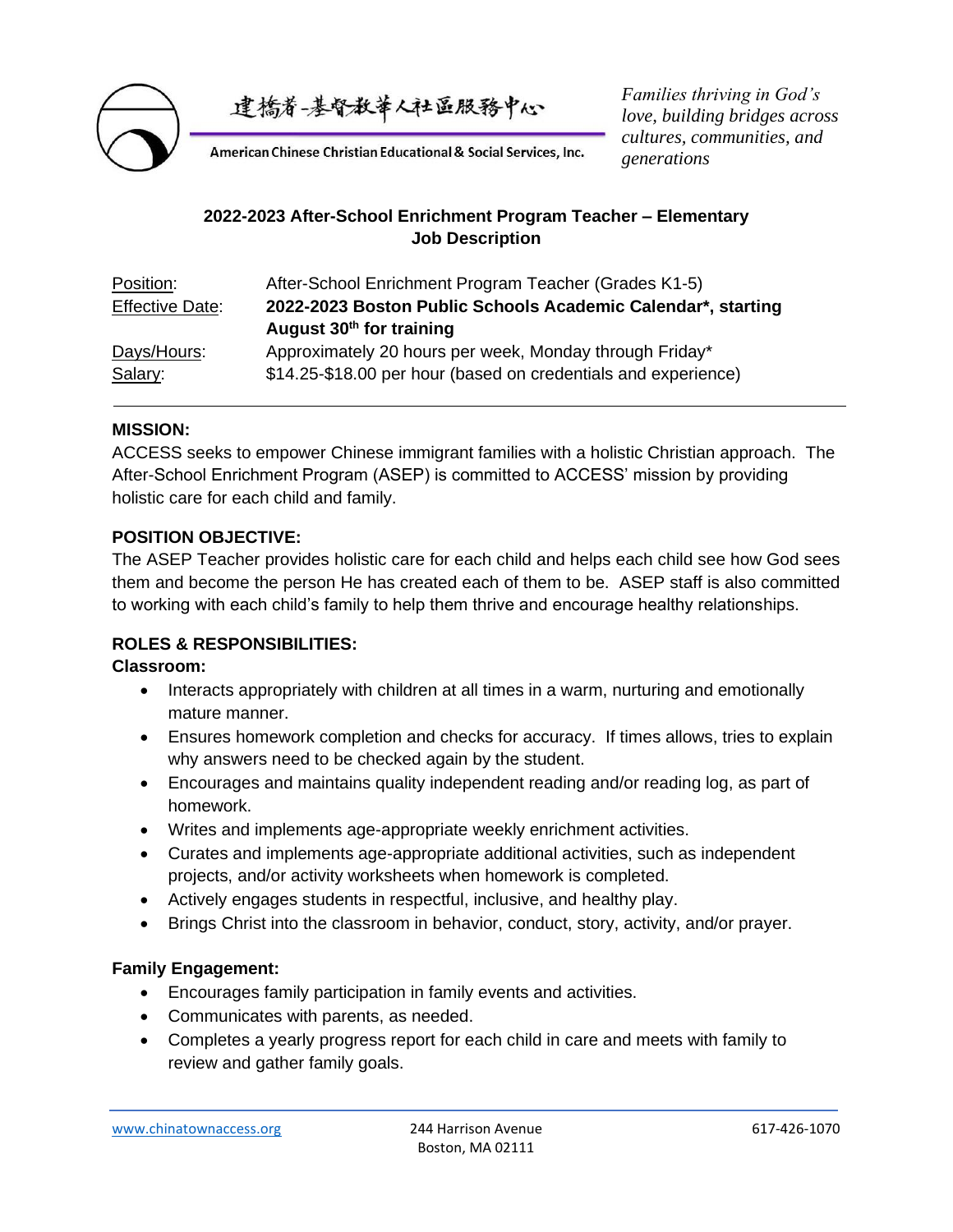建橋者-基督教華人社區服務中心

American Chinese Christian Educational & Social Services, Inc.

*Families thriving in God's love, building bridges across cultures, communities, and generations*

## 2022-2023 After-School Enrichment Program Teacher – Elementary
## Job Description

| | |
|---|---|
| Position: | After-School Enrichment Program Teacher (Grades K1-5) |
| Effective Date: | **2022-2023 Boston Public Schools Academic Calendar\*, starting August 30th for training** |
| Days/Hours: | Approximately 20 hours per week, Monday through Friday* |
| Salary: | $14.25-$18.00 per hour (based on credentials and experience) |

---

**MISSION:**

ACCESS seeks to empower Chinese immigrant families with a holistic Christian approach. The After-School Enrichment Program (ASEP) is committed to ACCESS' mission by providing holistic care for each child and family.

**POSITION OBJECTIVE:**

The ASEP Teacher provides holistic care for each child and helps each child see how God sees them and become the person He has created each of them to be. ASEP staff is also committed to working with each child's family to help them thrive and encourage healthy relationships.

**ROLES & RESPONSIBILITIES:**

**Classroom:**

- Interacts appropriately with children at all times in a warm, nurturing and emotionally mature manner.
- Ensures homework completion and checks for accuracy. If times allows, tries to explain why answers need to be checked again by the student.
- Encourages and maintains quality independent reading and/or reading log, as part of homework.
- Writes and implements age-appropriate weekly enrichment activities.
- Curates and implements age-appropriate additional activities, such as independent projects, and/or activity worksheets when homework is completed.
- Actively engages students in respectful, inclusive, and healthy play.
- Brings Christ into the classroom in behavior, conduct, story, activity, and/or prayer.

**Family Engagement:**

- Encourages family participation in family events and activities.
- Communicates with parents, as needed.
- Completes a yearly progress report for each child in care and meets with family to review and gather family goals.

www.chinatownaccess.org | 244 Harrison Avenue Boston, MA 02111 | 617-426-1070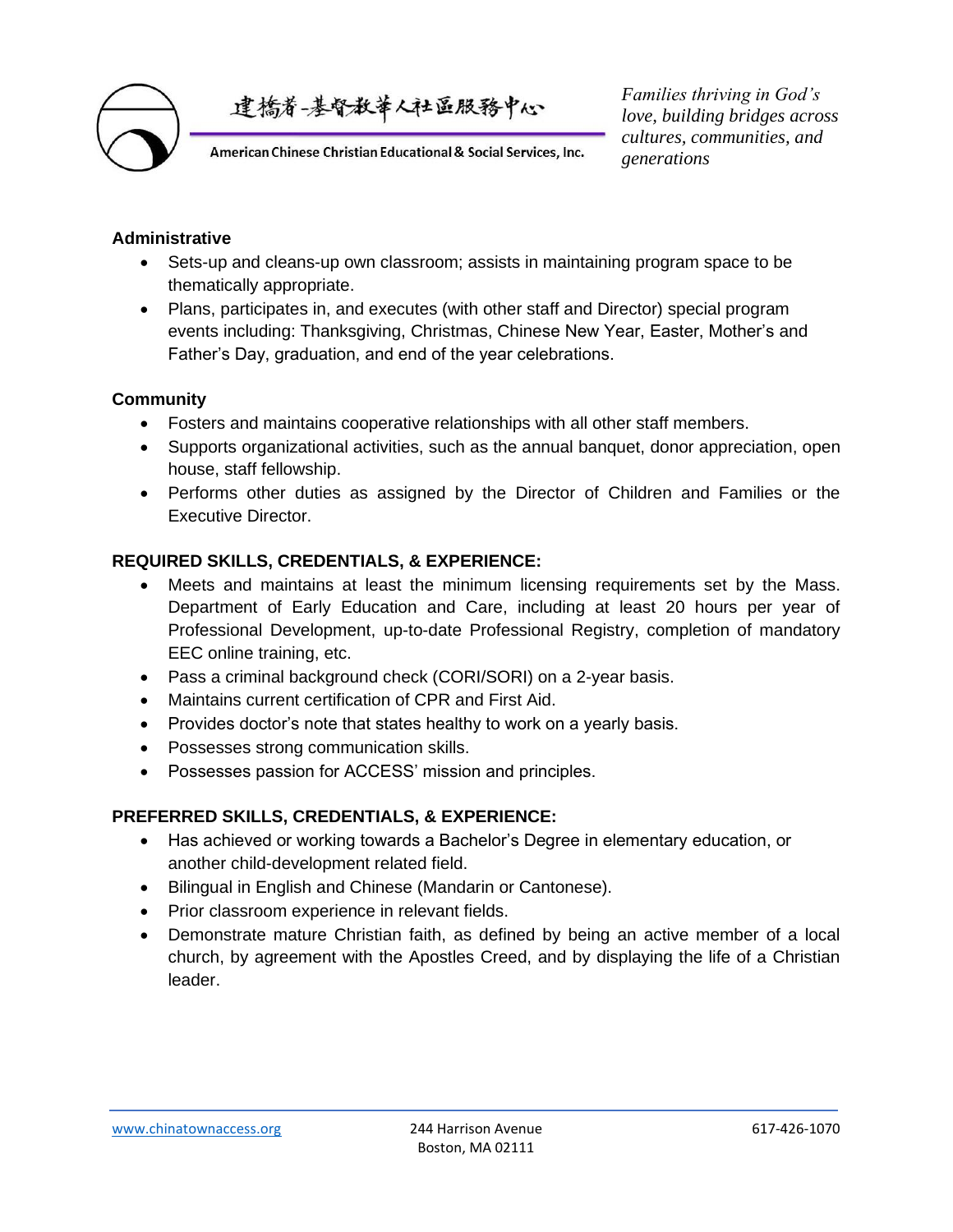### Administrative

- Sets-up and cleans-up own classroom; assists in maintaining program space to be thematically appropriate.
- Plans, participates in, and executes (with other staff and Director) special program events including: Thanksgiving, Christmas, Chinese New Year, Easter, Mother's and Father's Day, graduation, and end of the year celebrations.

### Community

- Fosters and maintains cooperative relationships with all other staff members.
- Supports organizational activities, such as the annual banquet, donor appreciation, open house, staff fellowship.
- Performs other duties as assigned by the Director of Children and Families or the Executive Director.

### REQUIRED SKILLS, CREDENTIALS, & EXPERIENCE:

- Meets and maintains at least the minimum licensing requirements set by the Mass. Department of Early Education and Care, including at least 20 hours per year of Professional Development, up-to-date Professional Registry, completion of mandatory EEC online training, etc.
- Pass a criminal background check (CORI/SORI) on a 2-year basis.
- Maintains current certification of CPR and First Aid.
- Provides doctor's note that states healthy to work on a yearly basis.
- Possesses strong communication skills.
- Possesses passion for ACCESS' mission and principles.

### PREFERRED SKILLS, CREDENTIALS, & EXPERIENCE:

- Has achieved or working towards a Bachelor's Degree in elementary education, or another child-development related field.
- Bilingual in English and Chinese (Mandarin or Cantonese).
- Prior classroom experience in relevant fields.
- Demonstrate mature Christian faith, as defined by being an active member of a local church, by agreement with the Apostles Creed, and by displaying the life of a Christian leader.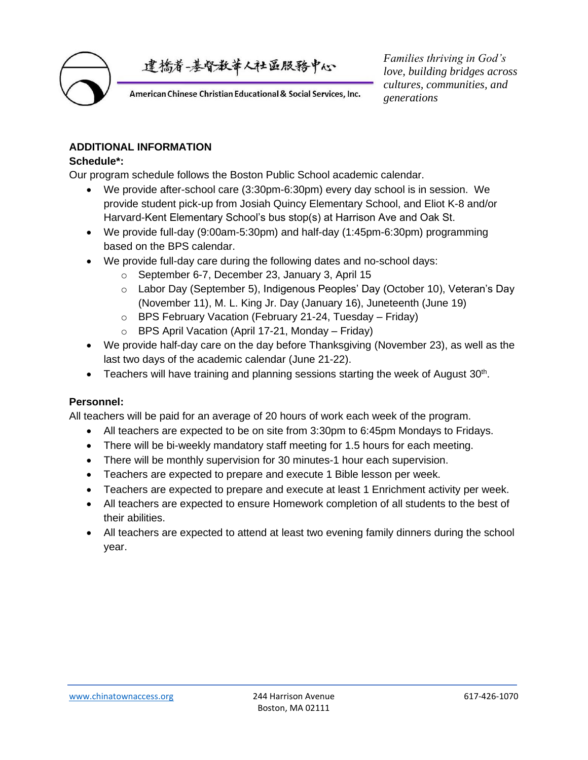**ADDITIONAL INFORMATION**

**Schedule*:**

Our program schedule follows the Boston Public School academic calendar.

- We provide after-school care (3:30pm-6:30pm) every day school is in session. We provide student pick-up from Josiah Quincy Elementary School, and Eliot K-8 and/or Harvard-Kent Elementary School's bus stop(s) at Harrison Ave and Oak St.
- We provide full-day (9:00am-5:30pm) and half-day (1:45pm-6:30pm) programming based on the BPS calendar.
- We provide full-day care during the following dates and no-school days:
  - September 6-7, December 23, January 3, April 15
  - Labor Day (September 5), Indigenous Peoples' Day (October 10), Veteran's Day (November 11), M. L. King Jr. Day (January 16), Juneteenth (June 19)
  - BPS February Vacation (February 21-24, Tuesday – Friday)
  - BPS April Vacation (April 17-21, Monday – Friday)
- We provide half-day care on the day before Thanksgiving (November 23), as well as the last two days of the academic calendar (June 21-22).
- Teachers will have training and planning sessions starting the week of August 30th.

**Personnel:**

All teachers will be paid for an average of 20 hours of work each week of the program.

- All teachers are expected to be on site from 3:30pm to 6:45pm Mondays to Fridays.
- There will be bi-weekly mandatory staff meeting for 1.5 hours for each meeting.
- There will be monthly supervision for 30 minutes-1 hour each supervision.
- Teachers are expected to prepare and execute 1 Bible lesson per week.
- Teachers are expected to prepare and execute at least 1 Enrichment activity per week.
- All teachers are expected to ensure Homework completion of all students to the best of their abilities.
- All teachers are expected to attend at least two evening family dinners during the school year.